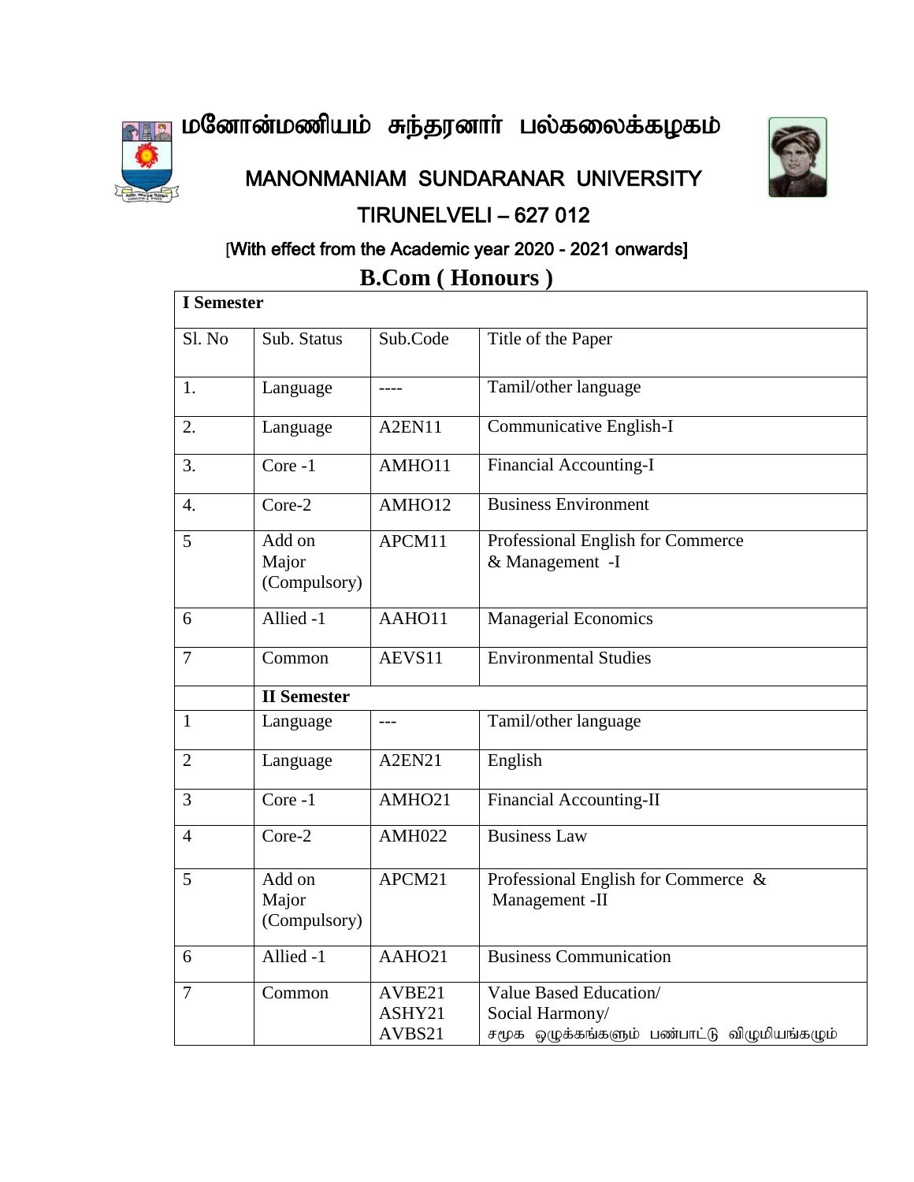# மனோன்மணியம் சுந்தரனார் பல்கலைக்கழகம்

## MANONMANIAM SUNDARANAR UNIVERSITY

## TIRUNELVELI – 627 012

[With effect from the Academic year 2020 - 2021 onwards]

# B.Com ( Honours )

| I Semester | | | |
|---|---|---|---|
| Sl. No | Sub. Status | Sub.Code | Title of the Paper |
| 1. | Language | ---- | Tamil/other language |
| 2. | Language | A2EN11 | Communicative English-I |
| 3. | Core -1 | AMHO11 | Financial Accounting-I |
| 4. | Core-2 | AMHO12 | Business Environment |
| 5 | Add on Major (Compulsory) | APCM11 | Professional English for Commerce & Management -I |
| 6 | Allied -1 | AAHO11 | Managerial Economics |
| 7 | Common | AEVS11 | Environmental Studies |
| | **II Semester** | | |
| 1 | Language | --- | Tamil/other language |
| 2 | Language | A2EN21 | English |
| 3 | Core -1 | AMHO21 | Financial Accounting-II |
| 4 | Core-2 | AMH022 | Business Law |
| 5 | Add on Major (Compulsory) | APCM21 | Professional English for Commerce & Management -II |
| 6 | Allied -1 | AAHO21 | Business Communication |
| 7 | Common | AVBE21<br>ASHY21<br>AVBS21 | Value Based Education/<br>Social Harmony/<br>சமூக ஒழுக்கங்களும் பண்பாட்டு விழுமியங்களும் |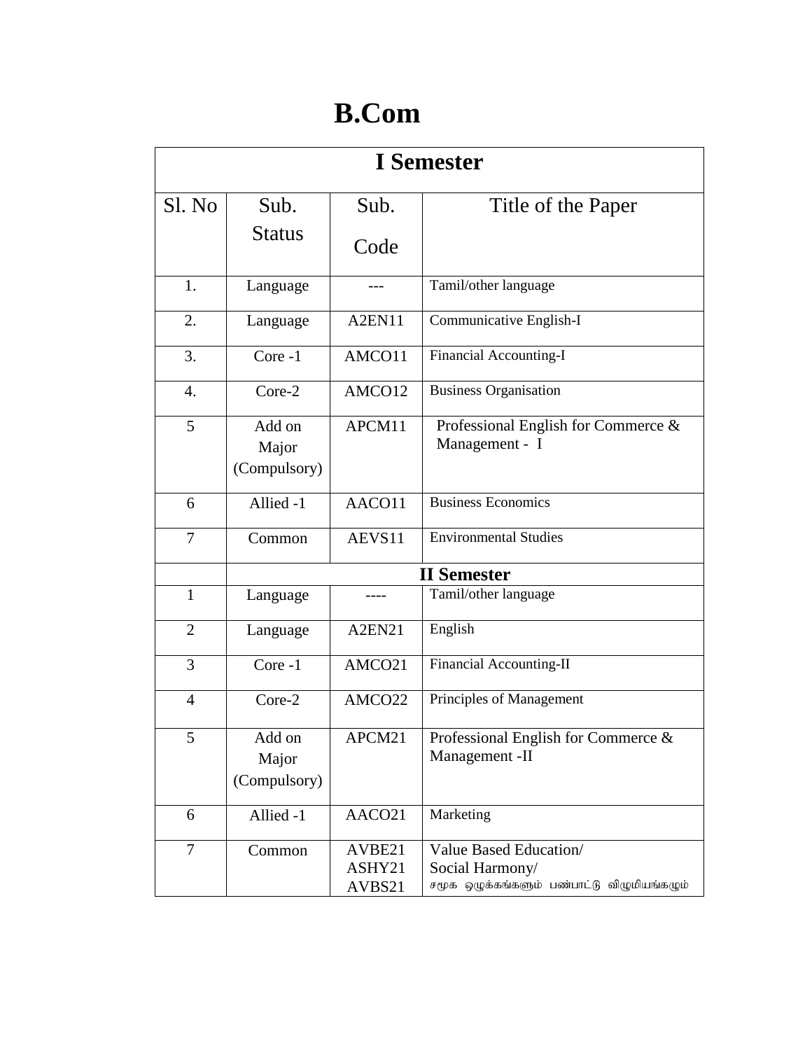# B.Com

| I Semester | | | |
|---|---|---|---|
| Sl. No | Sub. Status | Sub. Code | Title of the Paper |
| 1. | Language | --- | Tamil/other language |
| 2. | Language | A2EN11 | Communicative English-I |
| 3. | Core -1 | AMCO11 | Financial Accounting-I |
| 4. | Core-2 | AMCO12 | Business Organisation |
| 5 | Add on Major (Compulsory) | APCM11 | Professional English for Commerce & Management - I |
| 6 | Allied -1 | AACO11 | Business Economics |
| 7 | Common | AEVS11 | Environmental Studies |
| | **II Semester** | | |
| 1 | Language | ---- | Tamil/other language |
| 2 | Language | A2EN21 | English |
| 3 | Core -1 | AMCO21 | Financial Accounting-II |
| 4 | Core-2 | AMCO22 | Principles of Management |
| 5 | Add on Major (Compulsory) | APCM21 | Professional English for Commerce & Management -II |
| 6 | Allied -1 | AACO21 | Marketing |
| 7 | Common | AVBE21<br>ASHY21<br>AVBS21 | Value Based Education/<br>Social Harmony/<br>சமூக ஒழுக்கங்களும் பண்பாட்டு விழுமியங்களும் |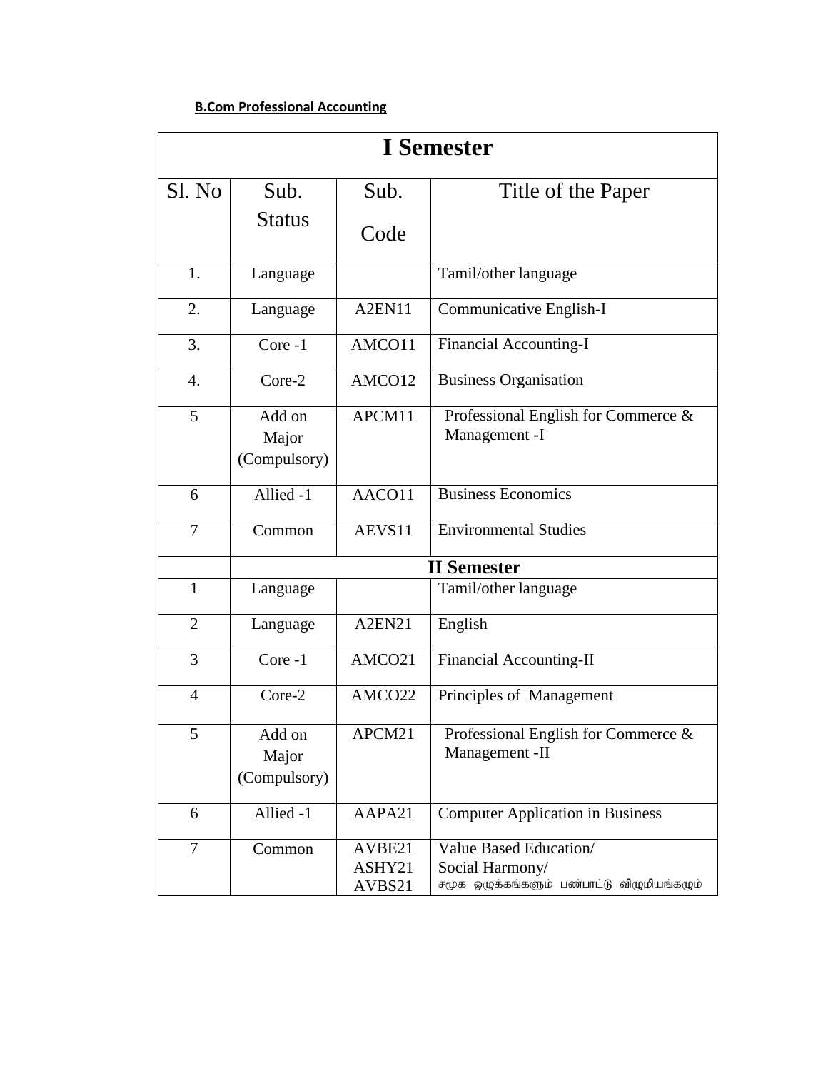**B.Com Professional Accounting**

| I Semester | | | |
|---|---|---|---|
| Sl. No | Sub. Status | Sub. Code | Title of the Paper |
| 1. | Language | | Tamil/other language |
| 2. | Language | A2EN11 | Communicative English-I |
| 3. | Core -1 | AMCO11 | Financial Accounting-I |
| 4. | Core-2 | AMCO12 | Business Organisation |
| 5 | Add on Major (Compulsory) | APCM11 | Professional English for Commerce & Management -I |
| 6 | Allied -1 | AACO11 | Business Economics |
| 7 | Common | AEVS11 | Environmental Studies |
| | **II Semester** | | |
| 1 | Language | | Tamil/other language |
| 2 | Language | A2EN21 | English |
| 3 | Core -1 | AMCO21 | Financial Accounting-II |
| 4 | Core-2 | AMCO22 | Principles of Management |
| 5 | Add on Major (Compulsory) | APCM21 | Professional English for Commerce & Management -II |
| 6 | Allied -1 | AAPA21 | Computer Application in Business |
| 7 | Common | AVBE21<br>ASHY21<br>AVBS21 | Value Based Education/<br>Social Harmony/<br>சமூக ஒழுக்கங்களும் பண்பாட்டு விழுமியங்கழும் |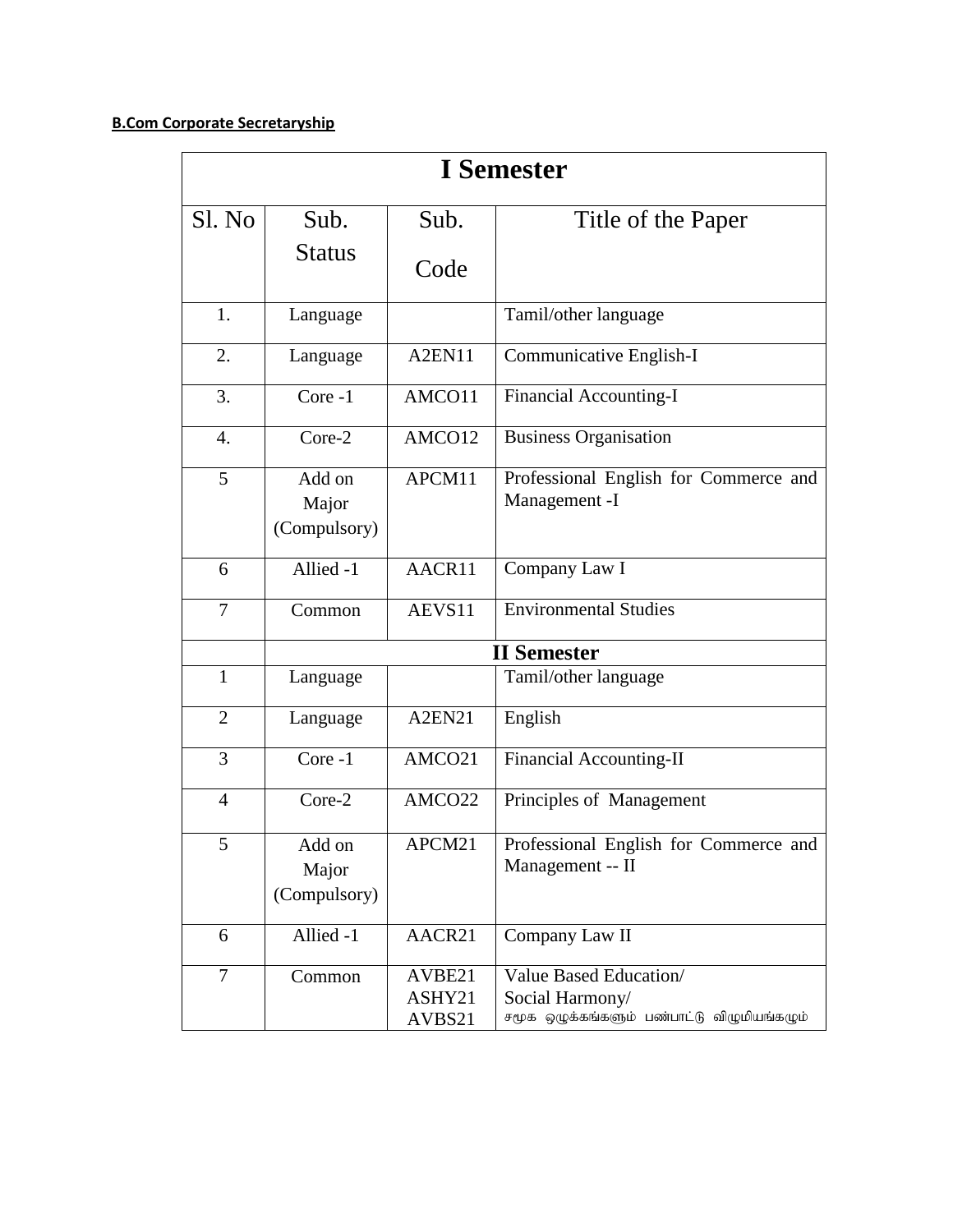**B.Com Corporate Secretaryship**

| I Semester | | | |
|---|---|---|---|
| Sl. No | Sub. Status | Sub. Code | Title of the Paper |
| 1. | Language | | Tamil/other language |
| 2. | Language | A2EN11 | Communicative English-I |
| 3. | Core -1 | AMCO11 | Financial Accounting-I |
| 4. | Core-2 | AMCO12 | Business Organisation |
| 5 | Add on Major (Compulsory) | APCM11 | Professional English for Commerce and Management -I |
| 6 | Allied -1 | AACR11 | Company Law I |
| 7 | Common | AEVS11 | Environmental Studies |
| | **II Semester** | | |
| 1 | Language | | Tamil/other language |
| 2 | Language | A2EN21 | English |
| 3 | Core -1 | AMCO21 | Financial Accounting-II |
| 4 | Core-2 | AMCO22 | Principles of Management |
| 5 | Add on Major (Compulsory) | APCM21 | Professional English for Commerce and Management -- II |
| 6 | Allied -1 | AACR21 | Company Law II |
| 7 | Common | AVBE21 ASHY21 AVBS21 | Value Based Education/ Social Harmony/ சமூக ஒழுக்கங்களும் பண்பாட்டு விழுமியங்களும் |